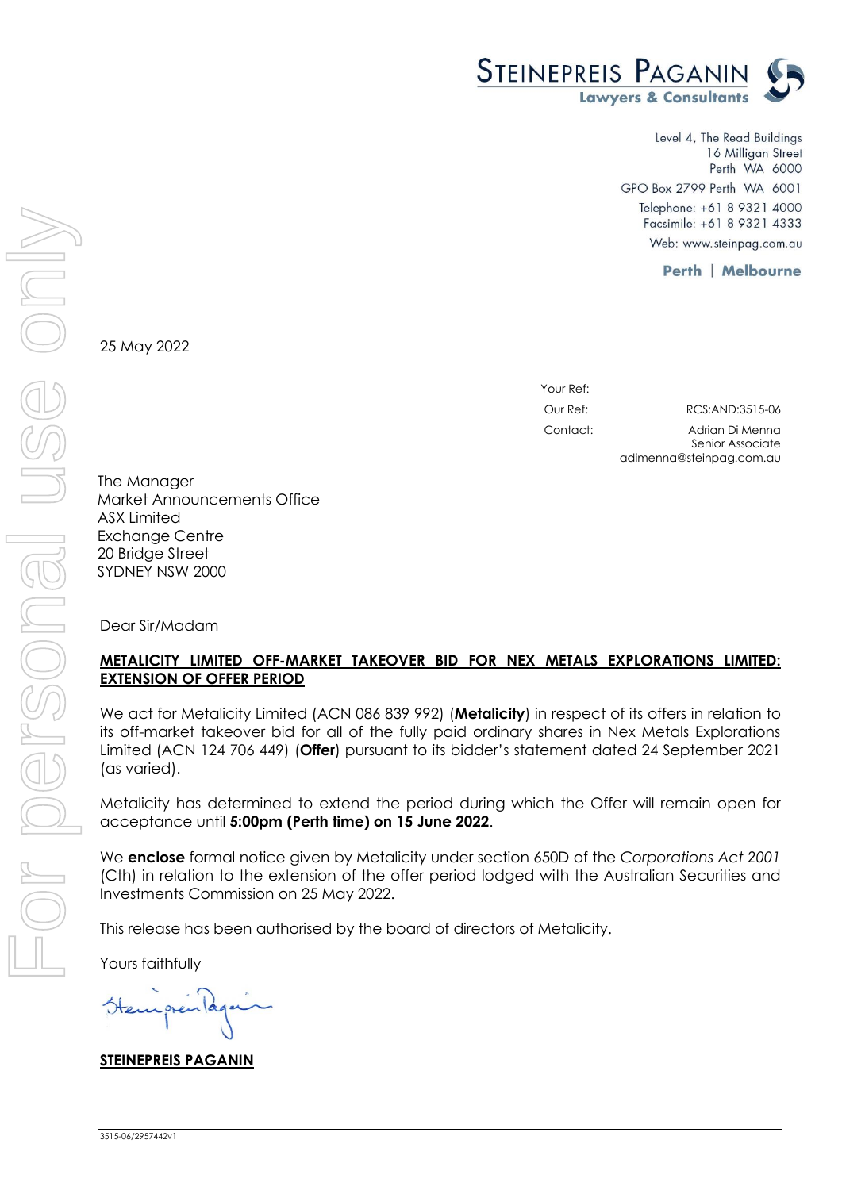**STEINEPREIS PAGANIN**
**Lawyers & Consultants**

Level 4, The Read Buildings
16 Milligan Street
Perth WA 6000
GPO Box 2799 Perth WA 6001
Telephone: +61 8 9321 4000
Facsimile: +61 8 9321 4333
Web: www.steinpag.com.au

**Perth | Melbourne**

25 May 2022

Your Ref:
Our Ref: RCS:AND:3515-06
Contact: Adrian Di Menna
Senior Associate
adimenna@steinpag.com.au

The Manager
Market Announcements Office
ASX Limited
Exchange Centre
20 Bridge Street
SYDNEY NSW 2000

Dear Sir/Madam

**METALICITY LIMITED OFF-MARKET TAKEOVER BID FOR NEX METALS EXPLORATIONS LIMITED: EXTENSION OF OFFER PERIOD**

We act for Metalicity Limited (ACN 086 839 992) (**Metalicity**) in respect of its offers in relation to its off-market takeover bid for all of the fully paid ordinary shares in Nex Metals Explorations Limited (ACN 124 706 449) (**Offer**) pursuant to its bidder's statement dated 24 September 2021 (as varied).

Metalicity has determined to extend the period during which the Offer will remain open for acceptance until **5:00pm (Perth time) on 15 June 2022**.

We **enclose** formal notice given by Metalicity under section 650D of the *Corporations Act 2001* (Cth) in relation to the extension of the offer period lodged with the Australian Securities and Investments Commission on 25 May 2022.

This release has been authorised by the board of directors of Metalicity.

Yours faithfully

**STEINEPREIS PAGANIN**

3515-06/2957442v1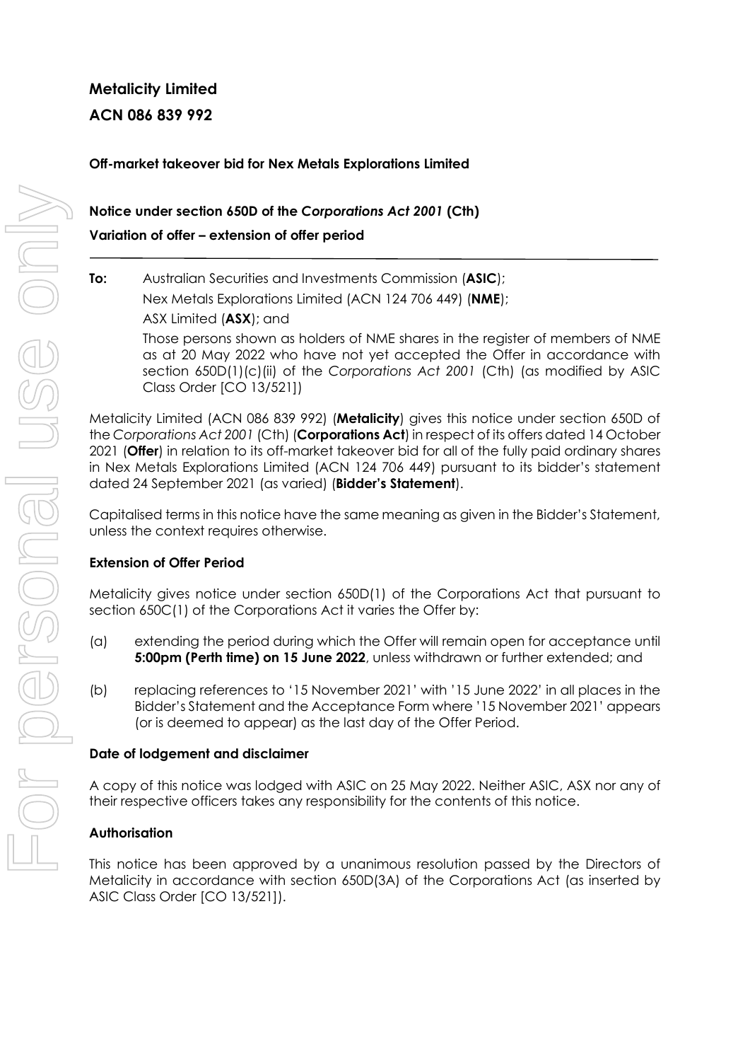**Metalicity Limited**

**ACN 086 839 992**

**Off-market takeover bid for Nex Metals Explorations Limited**

**Notice under section 650D of the *Corporations Act 2001* (Cth)**

**Variation of offer – extension of offer period**

---

**To:** Australian Securities and Investments Commission (**ASIC**);

Nex Metals Explorations Limited (ACN 124 706 449) (**NME**);

ASX Limited (**ASX**); and

Those persons shown as holders of NME shares in the register of members of NME as at 20 May 2022 who have not yet accepted the Offer in accordance with section 650D(1)(c)(ii) of the *Corporations Act 2001* (Cth) (as modified by ASIC Class Order [CO 13/521])

Metalicity Limited (ACN 086 839 992) (**Metalicity**) gives this notice under section 650D of the *Corporations Act 2001* (Cth) (**Corporations Act**) in respect of its offers dated 14 October 2021 (**Offer**) in relation to its off-market takeover bid for all of the fully paid ordinary shares in Nex Metals Explorations Limited (ACN 124 706 449) pursuant to its bidder's statement dated 24 September 2021 (as varied) (**Bidder's Statement**).

Capitalised terms in this notice have the same meaning as given in the Bidder's Statement, unless the context requires otherwise.

**Extension of Offer Period**

Metalicity gives notice under section 650D(1) of the Corporations Act that pursuant to section 650C(1) of the Corporations Act it varies the Offer by:

(a) extending the period during which the Offer will remain open for acceptance until **5:00pm (Perth time) on 15 June 2022**, unless withdrawn or further extended; and

(b) replacing references to '15 November 2021' with '15 June 2022' in all places in the Bidder's Statement and the Acceptance Form where '15 November 2021' appears (or is deemed to appear) as the last day of the Offer Period.

**Date of lodgement and disclaimer**

A copy of this notice was lodged with ASIC on 25 May 2022. Neither ASIC, ASX nor any of their respective officers takes any responsibility for the contents of this notice.

**Authorisation**

This notice has been approved by a unanimous resolution passed by the Directors of Metalicity in accordance with section 650D(3A) of the Corporations Act (as inserted by ASIC Class Order [CO 13/521]).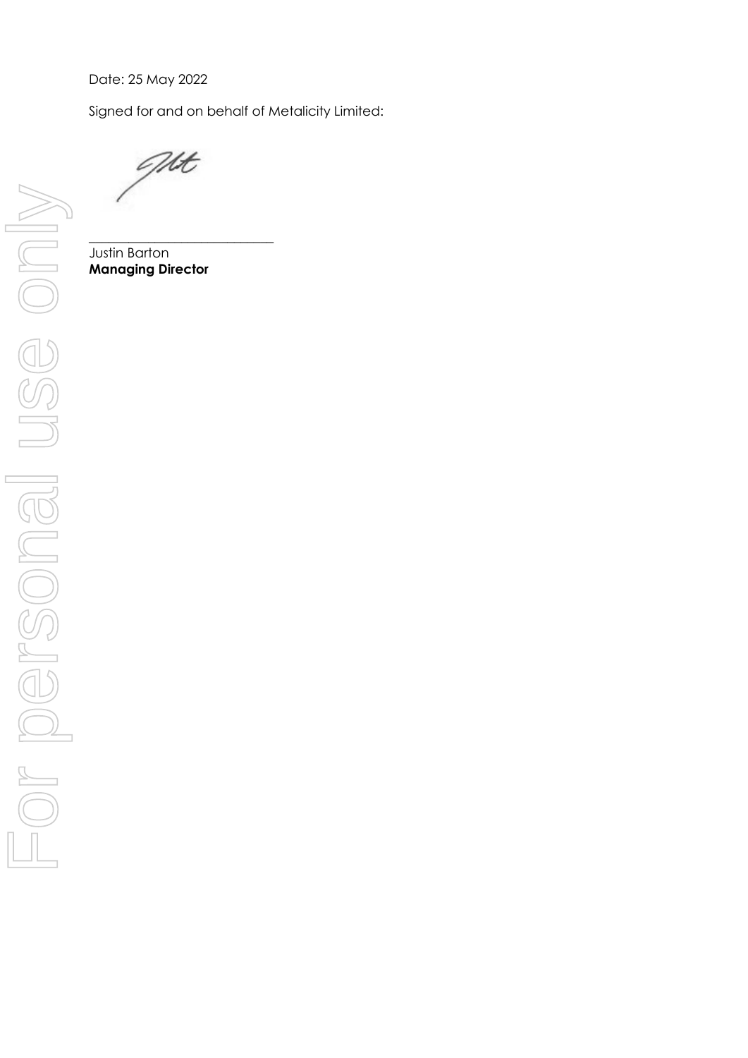Date: 25 May 2022

Signed for and on behalf of Metalicity Limited:

\_\_\_\_\_\_\_\_\_\_\_\_\_\_\_\_\_\_\_\_\_\_\_\_\_\_\_\_

Justin Barton
**Managing Director**